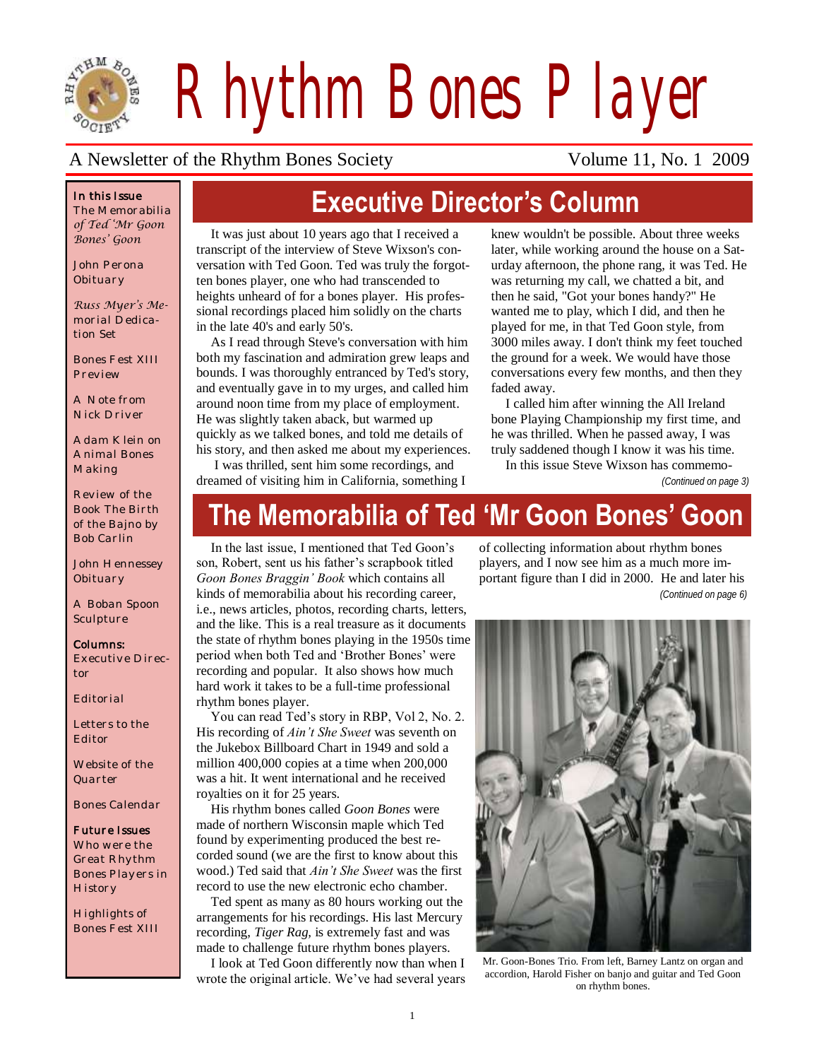# Rhythm Bones Player

A Newsletter of the Rhythm Bones Society

Volume 11, No. 1 2009

**In this Issue**

The Memorabilia of Ted 'Mr Goon Bones' Goon

John Perona Obituary

Russ Myer's Memorial Dedication Set

Bones Fest XIII Preview

A Note from Nick Driver

Adam Klein on Animal Bones Making

Review of the Book The Birth of the Bajno by Bob Carlin

John Hennessey Obituary

A Boban Spoon Sculpture

**Columns:**

Executive Director

Editorial

Letters to the Editor

Website of the Quarter

Bones Calendar

**Future Issues**

Who were the Great Rhythm Bones Players in History

Highlights of Bones Fest XIII

## Executive Director's Column

It was just about 10 years ago that I received a transcript of the interview of Steve Wixson's conversation with Ted Goon. Ted was truly the forgotten bones player, one who had transcended to heights unheard of for a bones player. His professional recordings placed him solidly on the charts in the late 40's and early 50's.

As I read through Steve's conversation with him both my fascination and admiration grew leaps and bounds. I was thoroughly entranced by Ted's story, and eventually gave in to my urges, and called him around noon time from my place of employment. He was slightly taken aback, but warmed up quickly as we talked bones, and told me details of his story, and then asked me about my experiences.

I was thrilled, sent him some recordings, and dreamed of visiting him in California, something I knew wouldn't be possible. About three weeks later, while working around the house on a Saturday afternoon, the phone rang, it was Ted. He was returning my call, we chatted a bit, and then he said, "Got your bones handy?" He wanted me to play, which I did, and then he played for me, in that Ted Goon style, from 3000 miles away. I don't think my feet touched the ground for a week. We would have those conversations every few months, and then they faded away.

I called him after winning the All Ireland bone Playing Championship my first time, and he was thrilled. When he passed away, I was truly saddened though I know it was his time.

In this issue Steve Wixson has commemo-

*(Continued on page 3)*

## The Memorabilia of Ted 'Mr Goon Bones' Goon

In the last issue, I mentioned that Ted Goon's son, Robert, sent us his father's scrapbook titled *Goon Bones Braggin' Book* which contains all kinds of memorabilia about his recording career, i.e., news articles, photos, recording charts, letters, and the like. This is a real treasure as it documents the state of rhythm bones playing in the 1950s time period when both Ted and 'Brother Bones' were recording and popular. It also shows how much hard work it takes to be a full-time professional rhythm bones player.

You can read Ted's story in RBP, Vol 2, No. 2. His recording of *Ain't She Sweet* was seventh on the Jukebox Billboard Chart in 1949 and sold a million 400,000 copies at a time when 200,000 was a hit. It went international and he received royalties on it for 25 years.

His rhythm bones called *Goon Bones* were made of northern Wisconsin maple which Ted found by experimenting produced the best recorded sound (we are the first to know about this wood.) Ted said that *Ain't She Sweet* was the first record to use the new electronic echo chamber.

Ted spent as many as 80 hours working out the arrangements for his recordings. His last Mercury recording, *Tiger Rag*, is extremely fast and was made to challenge future rhythm bones players.

I look at Ted Goon differently now than when I wrote the original article. We've had several years of collecting information about rhythm bones players, and I now see him as a much more important figure than I did in 2000. He and later his

*(Continued on page 6)*

Mr. Goon-Bones Trio. From left, Barney Lantz on organ and accordion, Harold Fisher on banjo and guitar and Ted Goon on rhythm bones.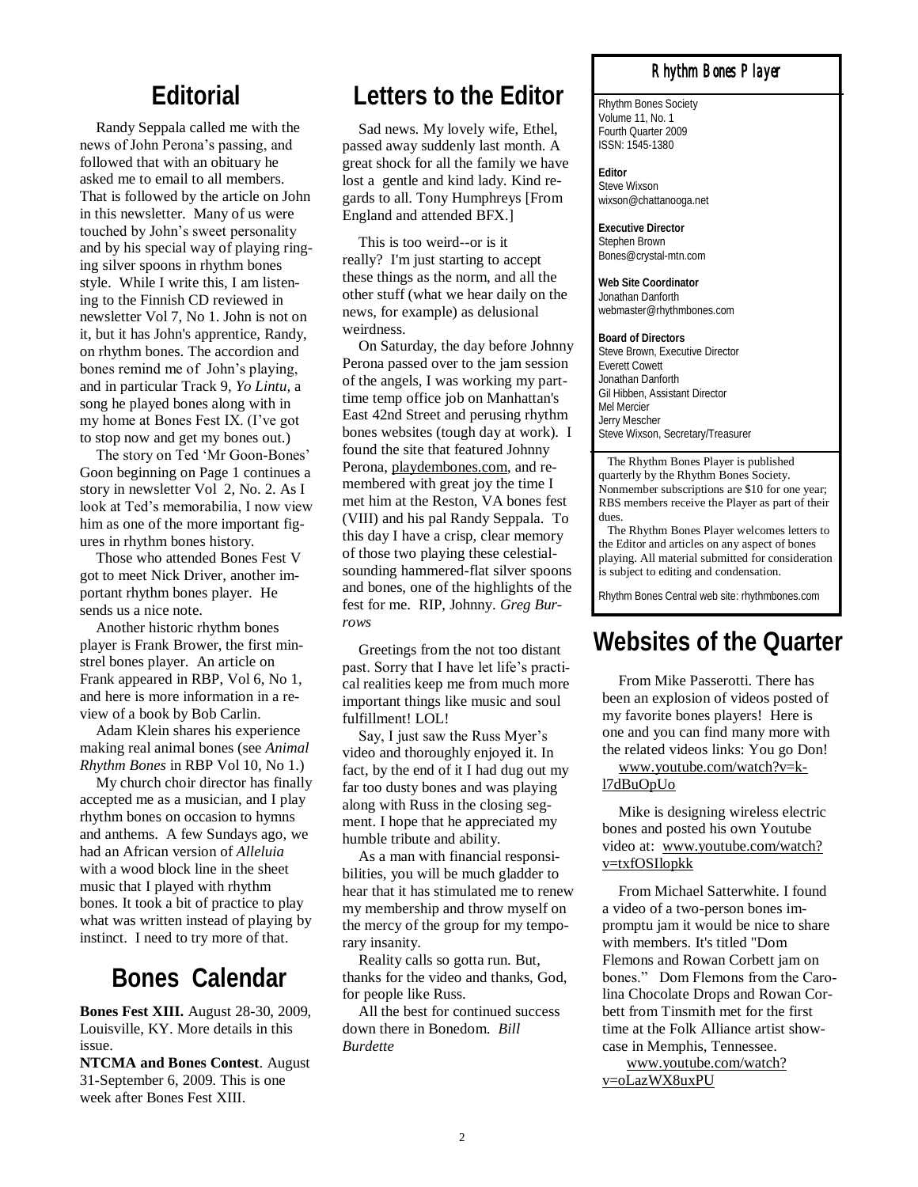## Editorial

Randy Seppala called me with the news of John Perona's passing, and followed that with an obituary he asked me to email to all members. That is followed by the article on John in this newsletter. Many of us were touched by John's sweet personality and by his special way of playing ringing silver spoons in rhythm bones style. While I write this, I am listening to the Finnish CD reviewed in newsletter Vol 7, No 1. John is not on it, but it has John's apprentice, Randy, on rhythm bones. The accordion and bones remind me of John's playing, and in particular Track 9, *Yo Lintu,* a song he played bones along with in my home at Bones Fest IX. (I've got to stop now and get my bones out.)

The story on Ted 'Mr Goon-Bones' Goon beginning on Page 1 continues a story in newsletter Vol 2, No. 2. As I look at Ted's memorabilia, I now view him as one of the more important figures in rhythm bones history.

Those who attended Bones Fest V got to meet Nick Driver, another important rhythm bones player. He sends us a nice note.

Another historic rhythm bones player is Frank Brower, the first minstrel bones player. An article on Frank appeared in RBP, Vol 6, No 1, and here is more information in a review of a book by Bob Carlin.

Adam Klein shares his experience making real animal bones (see *Animal Rhythm Bones* in RBP Vol 10, No 1.)

My church choir director has finally accepted me as a musician, and I play rhythm bones on occasion to hymns and anthems. A few Sundays ago, we had an African version of *Alleluia* with a wood block line in the sheet music that I played with rhythm bones. It took a bit of practice to play what was written instead of playing by instinct. I need to try more of that.

## Bones Calendar

**Bones Fest XIII.** August 28-30, 2009, Louisville, KY. More details in this issue.

**NTCMA and Bones Contest**. August 31-September 6, 2009. This is one week after Bones Fest XIII.

## Letters to the Editor

Sad news. My lovely wife, Ethel, passed away suddenly last month. A great shock for all the family we have lost a gentle and kind lady. Kind regards to all. Tony Humphreys [From England and attended BFX.]

This is too weird--or is it really? I'm just starting to accept these things as the norm, and all the other stuff (what we hear daily on the news, for example) as delusional weirdness.

On Saturday, the day before Johnny Perona passed over to the jam session of the angels, I was working my part-time temp office job on Manhattan's East 42nd Street and perusing rhythm bones websites (tough day at work). I found the site that featured Johnny Perona, playdembones.com, and remembered with great joy the time I met him at the Reston, VA bones fest (VIII) and his pal Randy Seppala. To this day I have a crisp, clear memory of those two playing these celestial-sounding hammered-flat silver spoons and bones, one of the highlights of the fest for me. RIP, Johnny. *Greg Burrows*

Greetings from the not too distant past. Sorry that I have let life's practical realities keep me from much more important things like music and soul fulfillment! LOL!

Say, I just saw the Russ Myer's video and thoroughly enjoyed it. In fact, by the end of it I had dug out my far too dusty bones and was playing along with Russ in the closing segment. I hope that he appreciated my humble tribute and ability.

As a man with financial responsibilities, you will be much gladder to hear that it has stimulated me to renew my membership and throw myself on the mercy of the group for my temporary insanity.

Reality calls so gotta run. But, thanks for the video and thanks, God, for people like Russ.

All the best for continued success down there in Bonedom. *Bill Burdette*

### Rhythm Bones Player

Rhythm Bones Society
Volume 11, No. 1
Fourth Quarter 2009
ISSN: 1545-1380

**Editor**
Steve Wixson
wixson@chattanooga.net

**Executive Director**
Stephen Brown
Bones@crystal-mtn.com

**Web Site Coordinator**
Jonathan Danforth
webmaster@rhythmbones.com

**Board of Directors**
Steve Brown, Executive Director
Everett Cowett
Jonathan Danforth
Gil Hibben, Assistant Director
Mel Mercier
Jerry Mescher
Steve Wixson, Secretary/Treasurer

The Rhythm Bones Player is published quarterly by the Rhythm Bones Society. Nonmember subscriptions are $10 for one year; RBS members receive the Player as part of their dues.

The Rhythm Bones Player welcomes letters to the Editor and articles on any aspect of bones playing. All material submitted for consideration is subject to editing and condensation.

Rhythm Bones Central web site: rhythmbones.com

## Websites of the Quarter

From Mike Passerotti. There has been an explosion of videos posted of my favorite bones players! Here is one and you can find many more with the related videos links: You go Don!
www.youtube.com/watch?v=k-l7dBuOpUo

Mike is designing wireless electric bones and posted his own Youtube video at: www.youtube.com/watch?v=txfOSIlopkk

From Michael Satterwhite. I found a video of a two-person bones impromptu jam it would be nice to share with members. It's titled "Dom Flemons and Rowan Corbett jam on bones." Dom Flemons from the Carolina Chocolate Drops and Rowan Corbett from Tinsmith met for the first time at the Folk Alliance artist showcase in Memphis, Tennessee.
www.youtube.com/watch?v=oLazWX8uxPU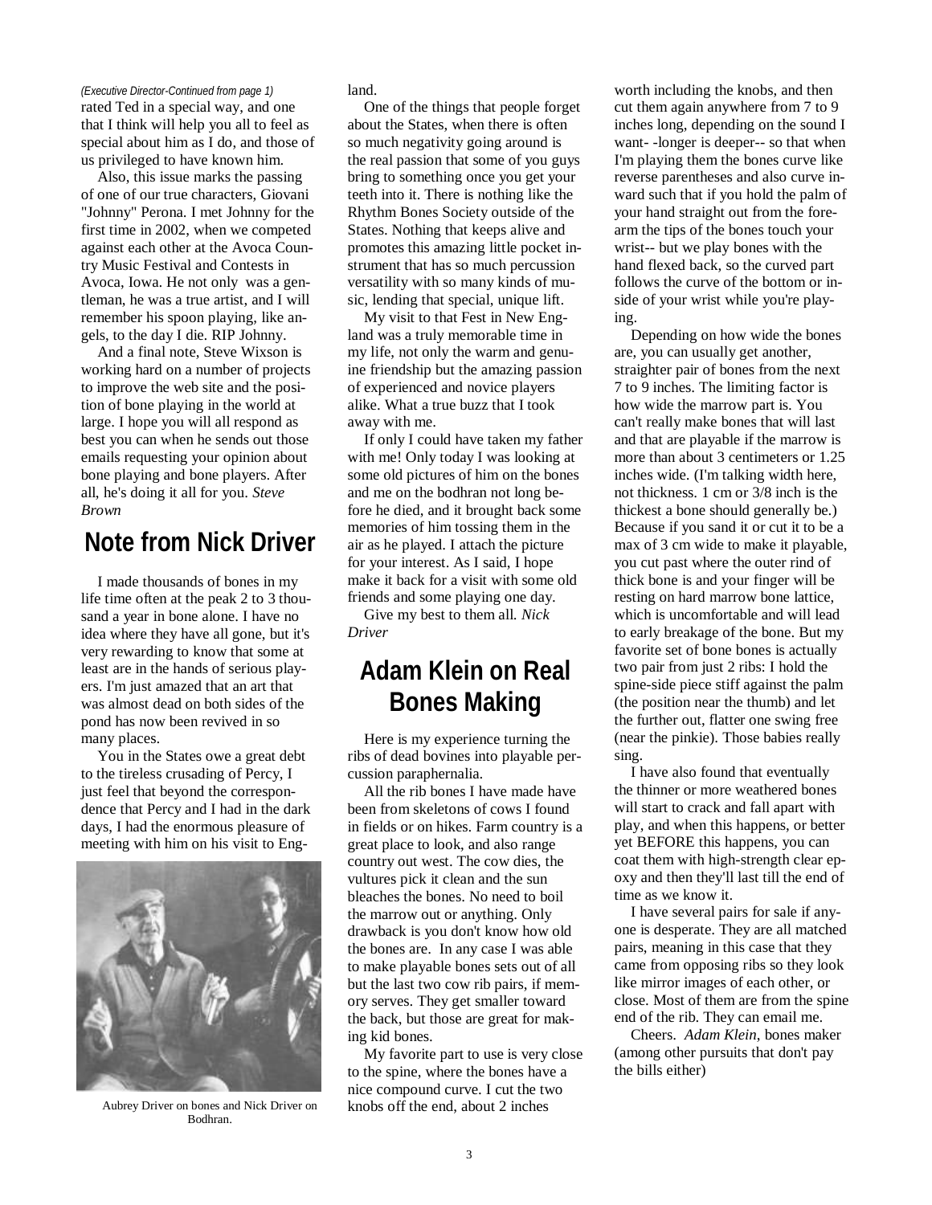*(Executive Director-Continued from page 1)*
rated Ted in a special way, and one that I think will help you all to feel as special about him as I do, and those of us privileged to have known him.

Also, this issue marks the passing of one of our true characters, Giovani "Johnny" Perona. I met Johnny for the first time in 2002, when we competed against each other at the Avoca Country Music Festival and Contests in Avoca, Iowa. He not only was a gentleman, he was a true artist, and I will remember his spoon playing, like angels, to the day I die. RIP Johnny.

And a final note, Steve Wixson is working hard on a number of projects to improve the web site and the position of bone playing in the world at large. I hope you will all respond as best you can when he sends out those emails requesting your opinion about bone playing and bone players. After all, he's doing it all for you. *Steve Brown*

## Note from Nick Driver

I made thousands of bones in my life time often at the peak 2 to 3 thousand a year in bone alone. I have no idea where they have all gone, but it's very rewarding to know that some at least are in the hands of serious players. I'm just amazed that an art that was almost dead on both sides of the pond has now been revived in so many places.

You in the States owe a great debt to the tireless crusading of Percy, I just feel that beyond the correspondence that Percy and I had in the dark days, I had the enormous pleasure of meeting with him on his visit to England.

Aubrey Driver on bones and Nick Driver on Bodhran.

One of the things that people forget about the States, when there is often so much negativity going around is the real passion that some of you guys bring to something once you get your teeth into it. There is nothing like the Rhythm Bones Society outside of the States. Nothing that keeps alive and promotes this amazing little pocket instrument that has so much percussion versatility with so many kinds of music, lending that special, unique lift.

My visit to that Fest in New England was a truly memorable time in my life, not only the warm and genuine friendship but the amazing passion of experienced and novice players alike. What a true buzz that I took away with me.

If only I could have taken my father with me! Only today I was looking at some old pictures of him on the bones and me on the bodhran not long before he died, and it brought back some memories of him tossing them in the air as he played. I attach the picture for your interest. As I said, I hope make it back for a visit with some old friends and some playing one day.

Give my best to them all. *Nick Driver*

## Adam Klein on Real Bones Making

Here is my experience turning the ribs of dead bovines into playable percussion paraphernalia.

All the rib bones I have made have been from skeletons of cows I found in fields or on hikes. Farm country is a great place to look, and also range country out west. The cow dies, the vultures pick it clean and the sun bleaches the bones. No need to boil the marrow out or anything. Only drawback is you don't know how old the bones are. In any case I was able to make playable bones sets out of all but the last two cow rib pairs, if memory serves. They get smaller toward the back, but those are great for making kid bones.

My favorite part to use is very close to the spine, where the bones have a nice compound curve. I cut the two knobs off the end, about 2 inches worth including the knobs, and then cut them again anywhere from 7 to 9 inches long, depending on the sound I want- -longer is deeper-- so that when I'm playing them the bones curve like reverse parentheses and also curve inward such that if you hold the palm of your hand straight out from the forearm the tips of the bones touch your wrist-- but we play bones with the hand flexed back, so the curved part follows the curve of the bottom or inside of your wrist while you're playing.

Depending on how wide the bones are, you can usually get another, straighter pair of bones from the next 7 to 9 inches. The limiting factor is how wide the marrow part is. You can't really make bones that will last and that are playable if the marrow is more than about 3 centimeters or 1.25 inches wide. (I'm talking width here, not thickness. 1 cm or 3/8 inch is the thickest a bone should generally be.) Because if you sand it or cut it to be a max of 3 cm wide to make it playable, you cut past where the outer rind of thick bone is and your finger will be resting on hard marrow bone lattice, which is uncomfortable and will lead to early breakage of the bone. But my favorite set of bone bones is actually two pair from just 2 ribs: I hold the spine-side piece stiff against the palm (the position near the thumb) and let the further out, flatter one swing free (near the pinkie). Those babies really sing.

I have also found that eventually the thinner or more weathered bones will start to crack and fall apart with play, and when this happens, or better yet BEFORE this happens, you can coat them with high-strength clear epoxy and then they'll last till the end of time as we know it.

I have several pairs for sale if anyone is desperate. They are all matched pairs, meaning in this case that they came from opposing ribs so they look like mirror images of each other, or close. Most of them are from the spine end of the rib. They can email me.

Cheers. *Adam Klein*, bones maker (among other pursuits that don't pay the bills either)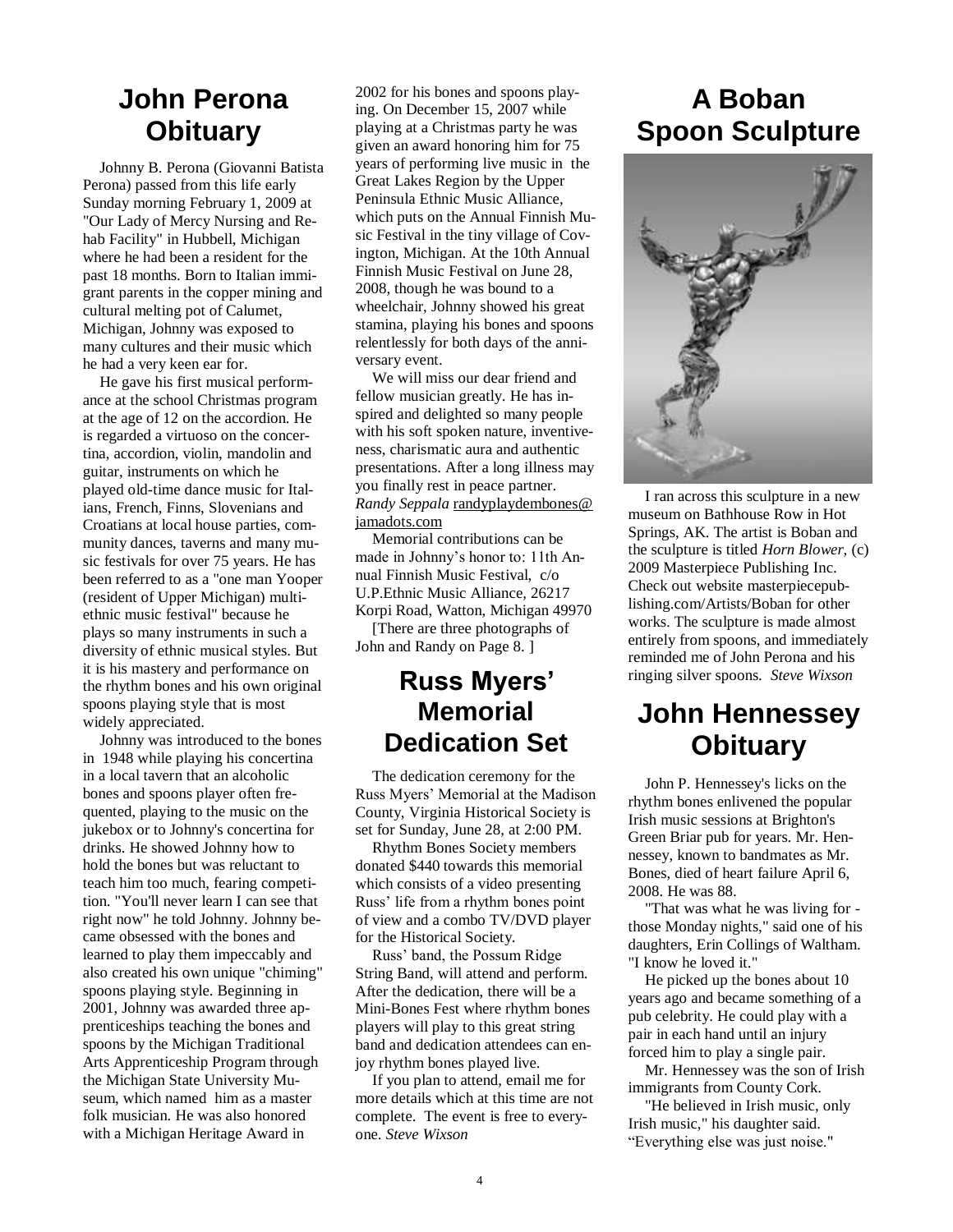# John Perona Obituary

Johnny B. Perona (Giovanni Batista Perona) passed from this life early Sunday morning February 1, 2009 at "Our Lady of Mercy Nursing and Rehab Facility" in Hubbell, Michigan where he had been a resident for the past 18 months. Born to Italian immigrant parents in the copper mining and cultural melting pot of Calumet, Michigan, Johnny was exposed to many cultures and their music which he had a very keen ear for.

He gave his first musical performance at the school Christmas program at the age of 12 on the accordion. He is regarded a virtuoso on the concertina, accordion, violin, mandolin and guitar, instruments on which he played old-time dance music for Italians, French, Finns, Slovenians and Croatians at local house parties, community dances, taverns and many music festivals for over 75 years. He has been referred to as a "one man Yooper (resident of Upper Michigan) multi-ethnic music festival" because he plays so many instruments in such a diversity of ethnic musical styles. But it is his mastery and performance on the rhythm bones and his own original spoons playing style that is most widely appreciated.

Johnny was introduced to the bones in 1948 while playing his concertina in a local tavern that an alcoholic bones and spoons player often frequented, playing to the music on the jukebox or to Johnny's concertina for drinks. He showed Johnny how to hold the bones but was reluctant to teach him too much, fearing competition. "You'll never learn I can see that right now" he told Johnny. Johnny became obsessed with the bones and learned to play them impeccably and also created his own unique "chiming" spoons playing style. Beginning in 2001, Johnny was awarded three apprenticeships teaching the bones and spoons by the Michigan Traditional Arts Apprenticeship Program through the Michigan State University Museum, which named him as a master folk musician. He was also honored with a Michigan Heritage Award in 2002 for his bones and spoons playing. On December 15, 2007 while playing at a Christmas party he was given an award honoring him for 75 years of performing live music in the Great Lakes Region by the Upper Peninsula Ethnic Music Alliance, which puts on the Annual Finnish Music Festival in the tiny village of Covington, Michigan. At the 10th Annual Finnish Music Festival on June 28, 2008, though he was bound to a wheelchair, Johnny showed his great stamina, playing his bones and spoons relentlessly for both days of the anniversary event.

We will miss our dear friend and fellow musician greatly. He has inspired and delighted so many people with his soft spoken nature, inventiveness, charismatic aura and authentic presentations. After a long illness may you finally rest in peace partner. *Randy Seppala* randyplaydembones@jamadots.com

Memorial contributions can be made in Johnny's honor to: 11th Annual Finnish Music Festival, c/o U.P.Ethnic Music Alliance, 26217 Korpi Road, Watton, Michigan 49970

[There are three photographs of John and Randy on Page 8. ]

# Russ Myers' Memorial Dedication Set

The dedication ceremony for the Russ Myers' Memorial at the Madison County, Virginia Historical Society is set for Sunday, June 28, at 2:00 PM.

Rhythm Bones Society members donated $440 towards this memorial which consists of a video presenting Russ' life from a rhythm bones point of view and a combo TV/DVD player for the Historical Society.

Russ' band, the Possum Ridge String Band, will attend and perform. After the dedication, there will be a Mini-Bones Fest where rhythm bones players will play to this great string band and dedication attendees can enjoy rhythm bones played live.

If you plan to attend, email me for more details which at this time are not complete. The event is free to everyone. *Steve Wixson*

# A Boban Spoon Sculpture

I ran across this sculpture in a new museum on Bathhouse Row in Hot Springs, AK. The artist is Boban and the sculpture is titled *Horn Blower,* (c) 2009 Masterpiece Publishing Inc. Check out website masterpiecepublishing.com/Artists/Boban for other works. The sculpture is made almost entirely from spoons, and immediately reminded me of John Perona and his ringing silver spoons. *Steve Wixson*

# John Hennessey Obituary

John P. Hennessey's licks on the rhythm bones enlivened the popular Irish music sessions at Brighton's Green Briar pub for years. Mr. Hennessey, known to bandmates as Mr. Bones, died of heart failure April 6, 2008. He was 88.

"That was what he was living for - those Monday nights," said one of his daughters, Erin Collings of Waltham. "I know he loved it."

He picked up the bones about 10 years ago and became something of a pub celebrity. He could play with a pair in each hand until an injury forced him to play a single pair.

Mr. Hennessey was the son of Irish immigrants from County Cork.

"He believed in Irish music, only Irish music," his daughter said. "Everything else was just noise."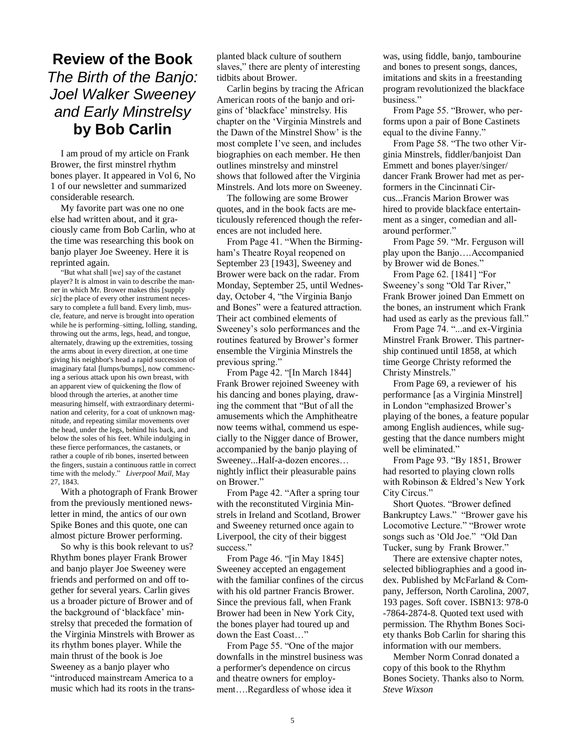# Review of the Book *The Birth of the Banjo: Joel Walker Sweeney and Early Minstrelsy* by Bob Carlin

I am proud of my article on Frank Brower, the first minstrel rhythm bones player. It appeared in Vol 6, No 1 of our newsletter and summarized considerable research.

My favorite part was one no one else had written about, and it graciously came from Bob Carlin, who at the time was researching this book on banjo player Joe Sweeney. Here it is reprinted again.

> "But what shall [we] say of the castanet player? It is almost in vain to describe the manner in which Mr. Brower makes this [supply *sic*] the place of every other instrument necessary to complete a full band. Every limb, muscle, feature, and nerve is brought into operation while he is performing–sitting, lolling, standing, throwing out the arms, legs, head, and tongue, alternately, drawing up the extremities, tossing the arms about in every direction, at one time giving his neighbor's head a rapid succession of imaginary fatal [lumps/bumps], now commencing a serious attack upon his own breast, with an apparent view of quickening the flow of blood through the arteries, at another time measuring himself, with extraordinary determination and celerity, for a coat of unknown magnitude, and repeating similar movements over the head, under the legs, behind his back, and below the soles of his feet. While indulging in these fierce performances, the castanets, or rather a couple of rib bones, inserted between the fingers, sustain a continuous rattle in correct time with the melody." *Liverpool Mail*, May 27, 1843.

With a photograph of Frank Brower from the previously mentioned newsletter in mind, the antics of our own Spike Bones and this quote, one can almost picture Brower performing.

So why is this book relevant to us? Rhythm bones player Frank Brower and banjo player Joe Sweeney were friends and performed on and off together for several years. Carlin gives us a broader picture of Brower and of the background of 'blackface' minstrelsy that preceded the formation of the Virginia Minstrels with Brower as its rhythm bones player. While the main thrust of the book is Joe Sweeney as a banjo player who "introduced mainstream America to a music which had its roots in the transplanted black culture of southern slaves," there are plenty of interesting tidbits about Brower.

Carlin begins by tracing the African American roots of the banjo and origins of 'blackface' minstrelsy. His chapter on the 'Virginia Minstrels and the Dawn of the Minstrel Show' is the most complete I've seen, and includes biographies on each member. He then outlines minstrelsy and minstrel shows that followed after the Virginia Minstrels. And lots more on Sweeney.

The following are some Brower quotes, and in the book facts are meticulously referenced though the references are not included here.

From Page 41. "When the Birmingham's Theatre Royal reopened on September 23 [1943], Sweeney and Brower were back on the radar. From Monday, September 25, until Wednesday, October 4, "the Virginia Banjo and Bones" were a featured attraction. Their act combined elements of Sweeney's solo performances and the routines featured by Brower's former ensemble the Virginia Minstrels the previous spring."

From Page 42. "[In March 1844] Frank Brower rejoined Sweeney with his dancing and bones playing, drawing the comment that "But of all the amusements which the Amphitheatre now teems withal, commend us especially to the Nigger dance of Brower, accompanied by the banjo playing of Sweeney...Half-a-dozen encores… nightly inflict their pleasurable pains on Brower."

From Page 42. "After a spring tour with the reconstituted Virginia Minstrels in Ireland and Scotland, Brower and Sweeney returned once again to Liverpool, the city of their biggest success."

From Page 46. "[in May 1845] Sweeney accepted an engagement with the familiar confines of the circus with his old partner Francis Brower. Since the previous fall, when Frank Brower had been in New York City, the bones player had toured up and down the East Coast…"

From Page 55. "One of the major downfalls in the minstrel business was a performer's dependence on circus and theatre owners for employment….Regardless of whose idea it was, using fiddle, banjo, tambourine and bones to present songs, dances, imitations and skits in a freestanding program revolutionized the blackface business."

From Page 55. "Brower, who performs upon a pair of Bone Castinets equal to the divine Fanny."

From Page 58. "The two other Virginia Minstrels, fiddler/banjoist Dan Emmett and bones player/singer/dancer Frank Brower had met as performers in the Cincinnati Circus...Francis Marion Brower was hired to provide blackface entertainment as a singer, comedian and all-around performer."

From Page 59. "Mr. Ferguson will play upon the Banjo….Accompanied by Brower wid de Bones."

From Page 62. [1841] "For Sweeney's song "Old Tar River," Frank Brower joined Dan Emmett on the bones, an instrument which Frank had used as early as the previous fall."

From Page 74. "...and ex-Virginia Minstrel Frank Brower. This partnership continued until 1858, at which time George Christy reformed the Christy Minstrels."

From Page 69, a reviewer of his performance [as a Virginia Minstrel] in London "emphasized Brower's playing of the bones, a feature popular among English audiences, while suggesting that the dance numbers might well be eliminated."

From Page 93. "By 1851, Brower had resorted to playing clown rolls with Robinson & Eldred's New York City Circus."

Short Quotes. "Brower defined Bankruptcy Laws." "Brower gave his Locomotive Lecture." "Brower wrote songs such as 'Old Joe." "Old Dan Tucker, sung by Frank Brower."

There are extensive chapter notes, selected bibliographies and a good index. Published by McFarland & Company, Jefferson, North Carolina, 2007, 193 pages. Soft cover. ISBN13: 978-0-7864-2874-8. Quoted text used with permission. The Rhythm Bones Society thanks Bob Carlin for sharing this information with our members.

Member Norm Conrad donated a copy of this book to the Rhythm Bones Society. Thanks also to Norm. *Steve Wixson*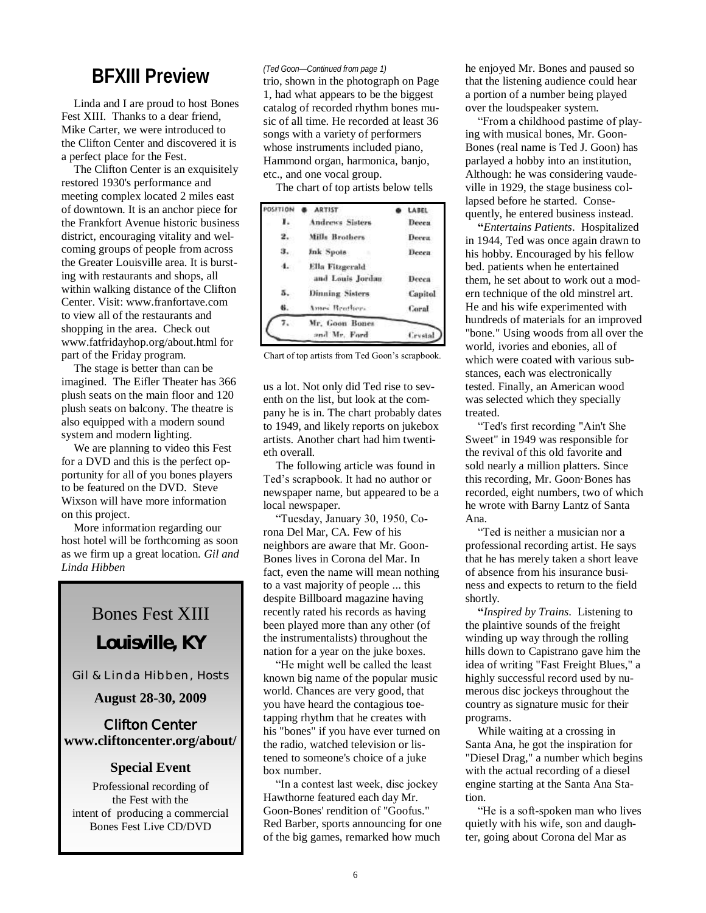## BFXIII Preview

Linda and I are proud to host Bones Fest XIII. Thanks to a dear friend, Mike Carter, we were introduced to the Clifton Center and discovered it is a perfect place for the Fest.

The Clifton Center is an exquisitely restored 1930's performance and meeting complex located 2 miles east of downtown. It is an anchor piece for the Frankfort Avenue historic business district, encouraging vitality and welcoming groups of people from across the Greater Louisville area. It is bursting with restaurants and shops, all within walking distance of the Clifton Center. Visit: www.franfortave.com to view all of the restaurants and shopping in the area. Check out www.fatfridayhop.org/about.html for part of the Friday program.

The stage is better than can be imagined. The Eifler Theater has 366 plush seats on the main floor and 120 plush seats on balcony. The theatre is also equipped with a modern sound system and modern lighting.

We are planning to video this Fest for a DVD and this is the perfect opportunity for all of you bones players to be featured on the DVD. Steve Wixson will have more information on this project.

More information regarding our host hotel will be forthcoming as soon as we firm up a great location. *Gil and Linda Hibben*

---

Bones Fest XIII

**Louisville, KY**

Gil & Linda Hibben, Hosts

**August 28-30, 2009**

**Clifton Center**
**www.cliftoncenter.org/about/**

**Special Event**

Professional recording of the Fest with the intent of producing a commercial Bones Fest Live CD/DVD

---

*(Ted Goon—Continued from page 1)*

trio, shown in the photograph on Page 1, had what appears to be the biggest catalog of recorded rhythm bones music of all time. He recorded at least 36 songs with a variety of performers whose instruments included piano, Hammond organ, harmonica, banjo, etc., and one vocal group.

The chart of top artists below tells

| POSITION | ARTIST | LABEL |
|---|---|---|
| 1. | Andrews Sisters | Decca |
| 2. | Mills Brothers | Decca |
| 3. | Ink Spots | Decca |
| 4. | Ella Fitzgerald and Louis Jordan | Decca |
| 5. | Dinning Sisters | Capitol |
| 6. | Ames Brothers | Coral |
| 7. | Mr. Goon Bones and Mr. Ford | Crystal |

Chart of top artists from Ted Goon's scrapbook.

us a lot. Not only did Ted rise to seventh on the list, but look at the company he is in. The chart probably dates to 1949, and likely reports on jukebox artists. Another chart had him twentieth overall.

The following article was found in Ted's scrapbook. It had no author or newspaper name, but appeared to be a local newspaper.

"Tuesday, January 30, 1950, Corona Del Mar, CA. Few of his neighbors are aware that Mr. Goon-Bones lives in Corona del Mar. In fact, even the name will mean nothing to a vast majority of people ... this despite Billboard magazine having recently rated his records as having been played more than any other (of the instrumentalists) throughout the nation for a year on the juke boxes.

"He might well be called the least known big name of the popular music world. Chances are very good, that you have heard the contagious toe-tapping rhythm that he creates with his "bones" if you have ever turned on the radio, watched television or listened to someone's choice of a juke box number.

"In a contest last week, disc jockey Hawthorne featured each day Mr. Goon-Bones' rendition of "Goofus." Red Barber, sports announcing for one of the big games, remarked how much he enjoyed Mr. Bones and paused so that the listening audience could hear a portion of a number being played over the loudspeaker system.

"From a childhood pastime of playing with musical bones, Mr. Goon-Bones (real name is Ted J. Goon) has parlayed a hobby into an institution, Although: he was considering vaudeville in 1929, the stage business collapsed before he started. Consequently, he entered business instead.

"*Entertains Patients*. Hospitalized in 1944, Ted was once again drawn to his hobby. Encouraged by his fellow bed. patients when he entertained them, he set about to work out a modern technique of the old minstrel art. He and his wife experimented with hundreds of materials for an improved "bone." Using woods from all over the world, ivories and ebonies, all of which were coated with various substances, each was electronically tested. Finally, an American wood was selected which they specially treated.

"Ted's first recording "Ain't She Sweet" in 1949 was responsible for the revival of this old favorite and sold nearly a million platters. Since this recording, Mr. Goon·Bones has recorded, eight numbers, two of which he wrote with Barny Lantz of Santa Ana.

"Ted is neither a musician nor a professional recording artist. He says that he has merely taken a short leave of absence from his insurance business and expects to return to the field shortly.

"*Inspired by Trains*. Listening to the plaintive sounds of the freight winding up way through the rolling hills down to Capistrano gave him the idea of writing "Fast Freight Blues," a highly successful record used by numerous disc jockeys throughout the country as signature music for their programs.

While waiting at a crossing in Santa Ana, he got the inspiration for "Diesel Drag," a number which begins with the actual recording of a diesel engine starting at the Santa Ana Station.

"He is a soft-spoken man who lives quietly with his wife, son and daughter, going about Corona del Mar as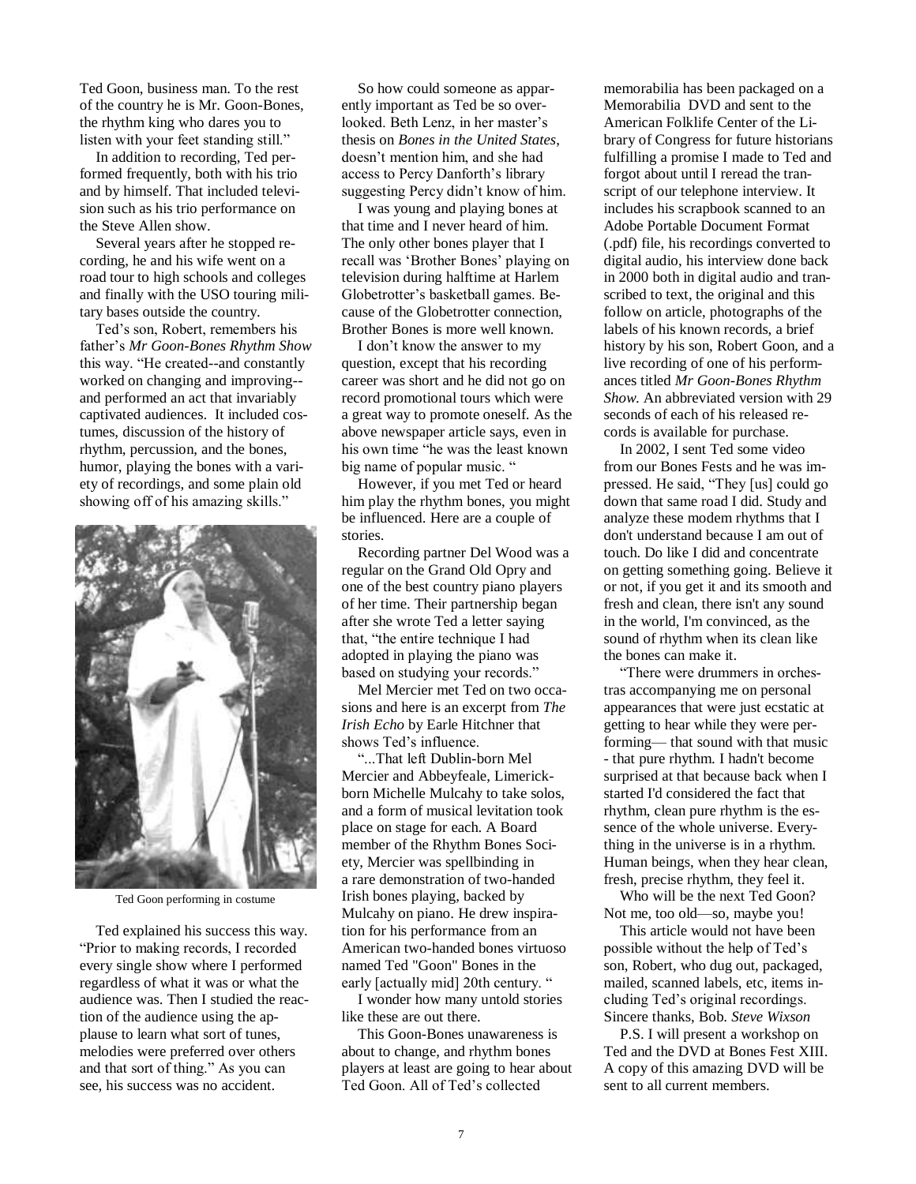Ted Goon, business man. To the rest of the country he is Mr. Goon-Bones, the rhythm king who dares you to listen with your feet standing still."

In addition to recording, Ted performed frequently, both with his trio and by himself. That included television such as his trio performance on the Steve Allen show.

Several years after he stopped recording, he and his wife went on a road tour to high schools and colleges and finally with the USO touring military bases outside the country.

Ted's son, Robert, remembers his father's *Mr Goon-Bones Rhythm Show* this way. "He created--and constantly worked on changing and improving--and performed an act that invariably captivated audiences. It included costumes, discussion of the history of rhythm, percussion, and the bones, humor, playing the bones with a variety of recordings, and some plain old showing off of his amazing skills."

Ted Goon performing in costume

Ted explained his success this way. "Prior to making records, I recorded every single show where I performed regardless of what it was or what the audience was. Then I studied the reaction of the audience using the applause to learn what sort of tunes, melodies were preferred over others and that sort of thing." As you can see, his success was no accident.

So how could someone as apparently important as Ted be so overlooked. Beth Lenz, in her master's thesis on *Bones in the United States*, doesn't mention him, and she had access to Percy Danforth's library suggesting Percy didn't know of him.

I was young and playing bones at that time and I never heard of him. The only other bones player that I recall was 'Brother Bones' playing on television during halftime at Harlem Globetrotter's basketball games. Because of the Globetrotter connection, Brother Bones is more well known.

I don't know the answer to my question, except that his recording career was short and he did not go on record promotional tours which were a great way to promote oneself. As the above newspaper article says, even in his own time "he was the least known big name of popular music. "

However, if you met Ted or heard him play the rhythm bones, you might be influenced. Here are a couple of stories.

Recording partner Del Wood was a regular on the Grand Old Opry and one of the best country piano players of her time. Their partnership began after she wrote Ted a letter saying that, "the entire technique I had adopted in playing the piano was based on studying your records."

Mel Mercier met Ted on two occasions and here is an excerpt from *The Irish Echo* by Earle Hitchner that shows Ted's influence.

"...That left Dublin-born Mel Mercier and Abbeyfeale, Limerick-born Michelle Mulcahy to take solos, and a form of musical levitation took place on stage for each. A Board member of the Rhythm Bones Society, Mercier was spellbinding in a rare demonstration of two-handed Irish bones playing, backed by Mulcahy on piano. He drew inspiration for his performance from an American two-handed bones virtuoso named Ted "Goon" Bones in the early [actually mid] 20th century. "

I wonder how many untold stories like these are out there.

This Goon-Bones unawareness is about to change, and rhythm bones players at least are going to hear about Ted Goon. All of Ted's collected memorabilia has been packaged on a Memorabilia DVD and sent to the American Folklife Center of the Library of Congress for future historians fulfilling a promise I made to Ted and forgot about until I reread the transcript of our telephone interview. It includes his scrapbook scanned to an Adobe Portable Document Format (.pdf) file, his recordings converted to digital audio, his interview done back in 2000 both in digital audio and transcribed to text, the original and this follow on article, photographs of the labels of his known records, a brief history by his son, Robert Goon, and a live recording of one of his performances titled *Mr Goon-Bones Rhythm Show*. An abbreviated version with 29 seconds of each of his released records is available for purchase.

In 2002, I sent Ted some video from our Bones Fests and he was impressed. He said, "They [us] could go down that same road I did. Study and analyze these modem rhythms that I don't understand because I am out of touch. Do like I did and concentrate on getting something going. Believe it or not, if you get it and its smooth and fresh and clean, there isn't any sound in the world, I'm convinced, as the sound of rhythm when its clean like the bones can make it.

"There were drummers in orchestras accompanying me on personal appearances that were just ecstatic at getting to hear while they were performing— that sound with that music - that pure rhythm. I hadn't become surprised at that because back when I started I'd considered the fact that rhythm, clean pure rhythm is the essence of the whole universe. Everything in the universe is in a rhythm. Human beings, when they hear clean, fresh, precise rhythm, they feel it.

Who will be the next Ted Goon? Not me, too old—so, maybe you!

This article would not have been possible without the help of Ted's son, Robert, who dug out, packaged, mailed, scanned labels, etc, items including Ted's original recordings. Sincere thanks, Bob. *Steve Wixson*

P.S. I will present a workshop on Ted and the DVD at Bones Fest XIII. A copy of this amazing DVD will be sent to all current members.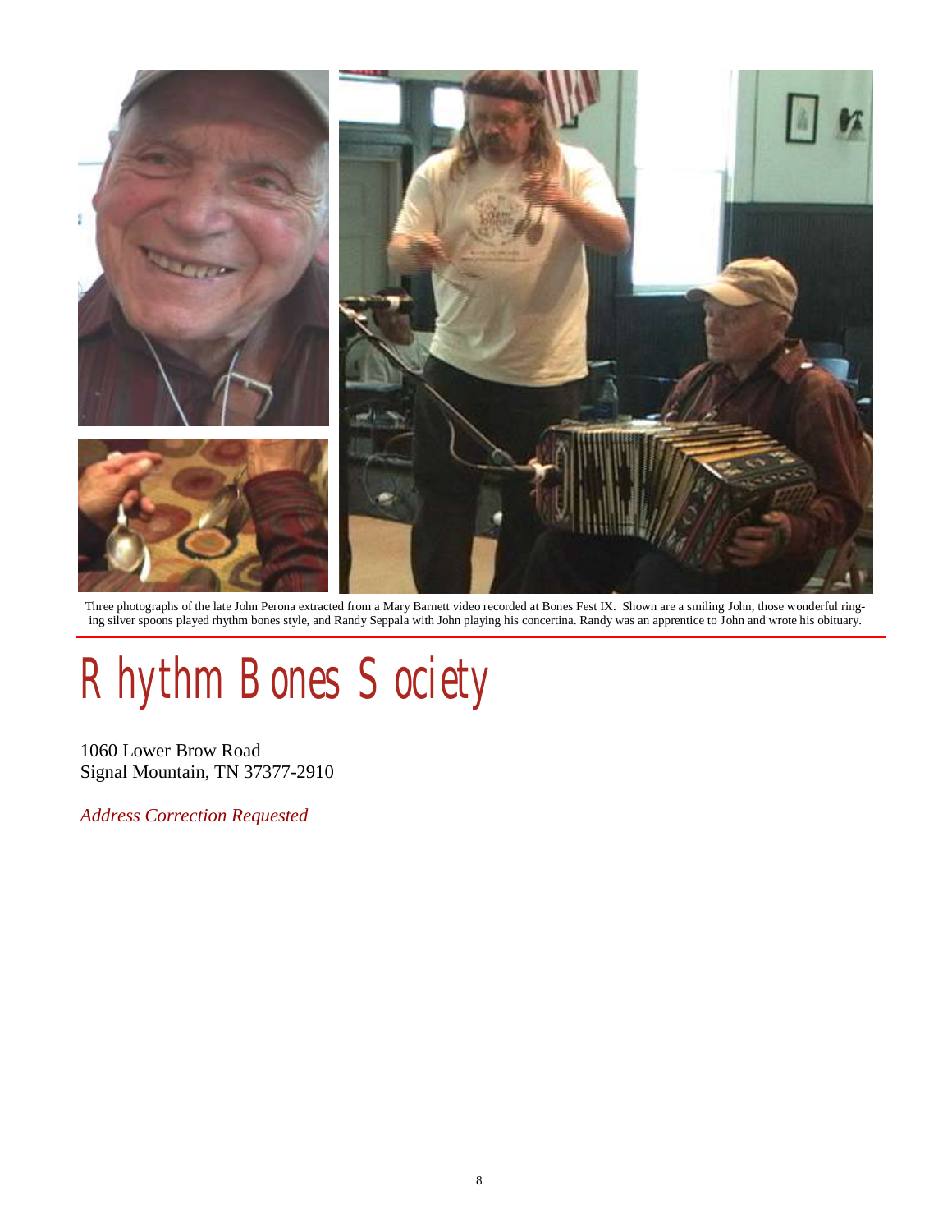Three photographs of the late John Perona extracted from a Mary Barnett video recorded at Bones Fest IX. Shown are a smiling John, those wonderful ringing silver spoons played rhythm bones style, and Randy Seppala with John playing his concertina. Randy was an apprentice to John and wrote his obituary.

# Rhythm Bones Society

1060 Lower Brow Road
Signal Mountain, TN 37377-2910

*Address Correction Requested*